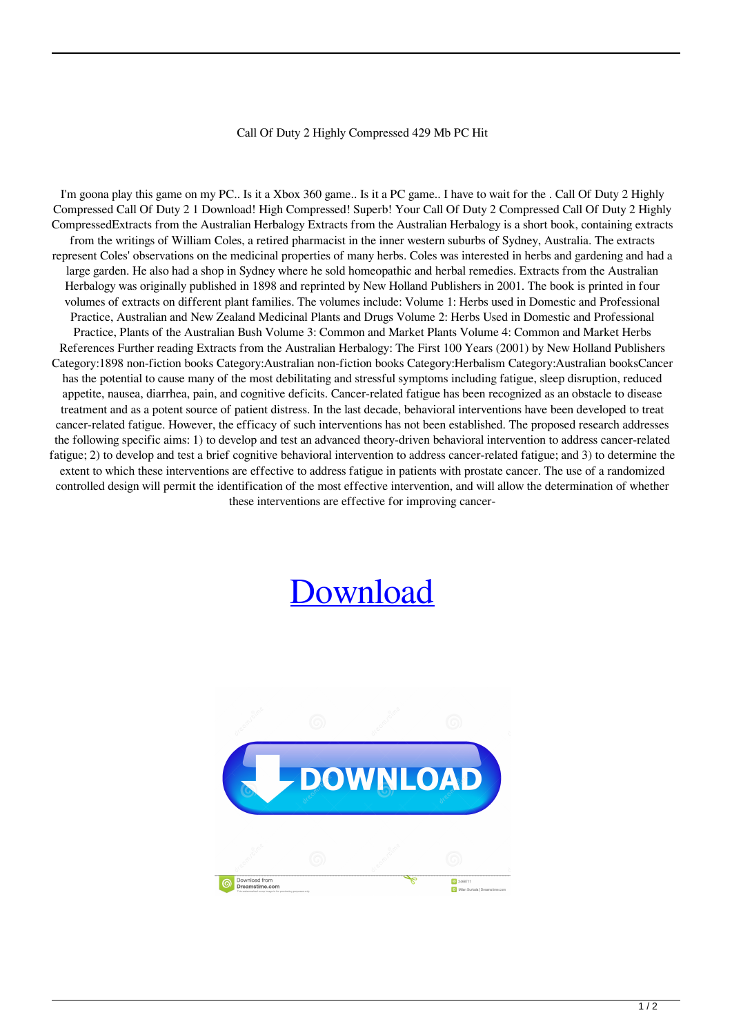Call Of Duty 2 Highly Compressed 429 Mb PC Hit

I'm goona play this game on my PC.. Is it a Xbox 360 game.. Is it a PC game.. I have to wait for the . Call Of Duty 2 Highly Compressed Call Of Duty 2 1 Download! High Compressed! Superb! Your Call Of Duty 2 Compressed Call Of Duty 2 Highly CompressedExtracts from the Australian Herbalogy Extracts from the Australian Herbalogy is a short book, containing extracts from the writings of William Coles, a retired pharmacist in the inner western suburbs of Sydney, Australia. The extracts represent Coles' observations on the medicinal properties of many herbs. Coles was interested in herbs and gardening and had a large garden. He also had a shop in Sydney where he sold homeopathic and herbal remedies. Extracts from the Australian Herbalogy was originally published in 1898 and reprinted by New Holland Publishers in 2001. The book is printed in four volumes of extracts on different plant families. The volumes include: Volume 1: Herbs used in Domestic and Professional Practice, Australian and New Zealand Medicinal Plants and Drugs Volume 2: Herbs Used in Domestic and Professional Practice, Plants of the Australian Bush Volume 3: Common and Market Plants Volume 4: Common and Market Herbs References Further reading Extracts from the Australian Herbalogy: The First 100 Years (2001) by New Holland Publishers Category:1898 non-fiction books Category:Australian non-fiction books Category:Herbalism Category:Australian booksCancer has the potential to cause many of the most debilitating and stressful symptoms including fatigue, sleep disruption, reduced appetite, nausea, diarrhea, pain, and cognitive deficits. Cancer-related fatigue has been recognized as an obstacle to disease treatment and as a potent source of patient distress. In the last decade, behavioral interventions have been developed to treat cancer-related fatigue. However, the efficacy of such interventions has not been established. The proposed research addresses the following specific aims: 1) to develop and test an advanced theory-driven behavioral intervention to address cancer-related fatigue; 2) to develop and test a brief cognitive behavioral intervention to address cancer-related fatigue; and 3) to determine the extent to which these interventions are effective to address fatigue in patients with prostate cancer. The use of a randomized controlled design will permit the identification of the most effective intervention, and will allow the determination of whether these interventions are effective for improving cancer-

Download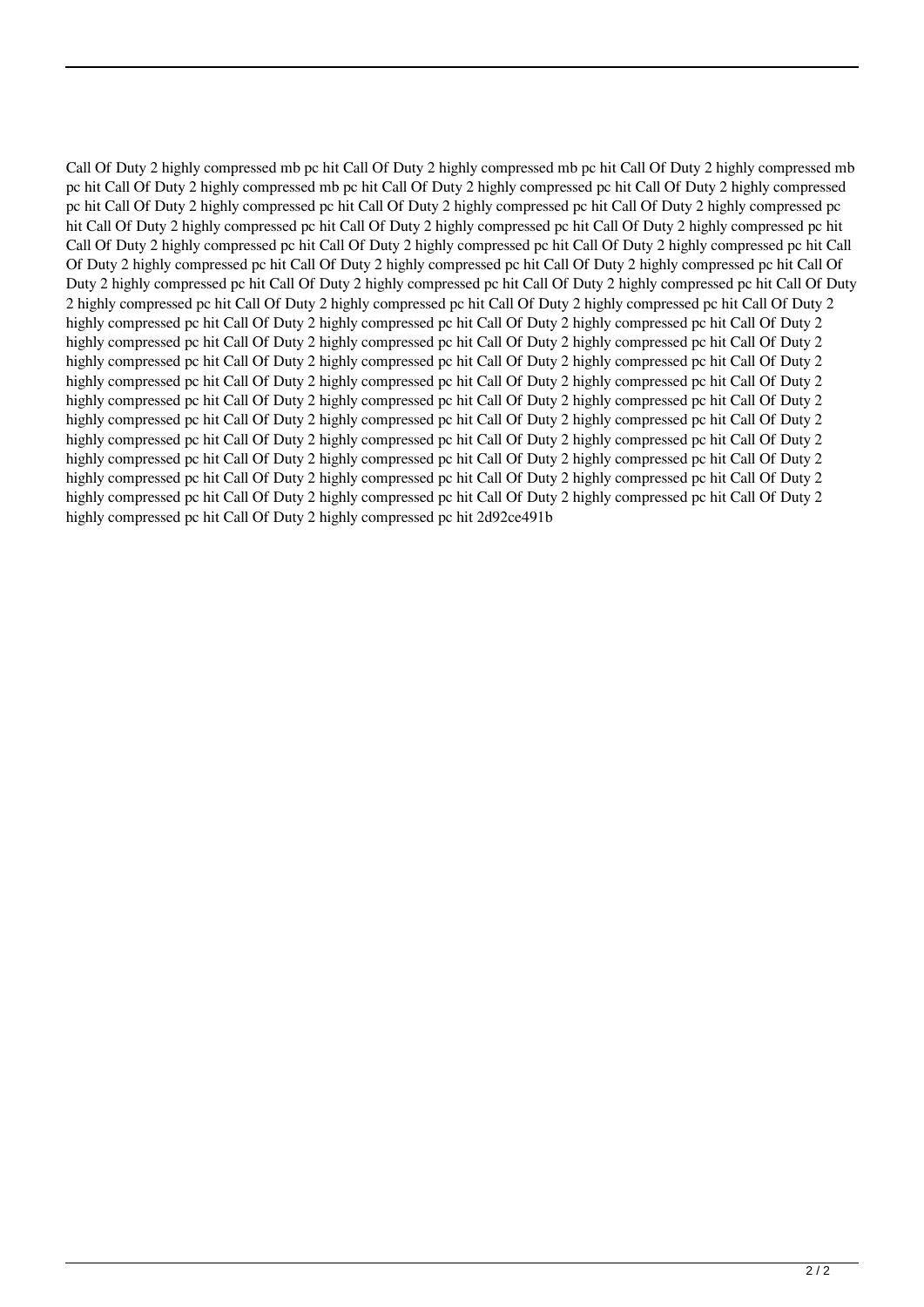Call Of Duty 2 highly compressed mb pc hit Call Of Duty 2 highly compressed mb pc hit Call Of Duty 2 highly compressed mb pc hit Call Of Duty 2 highly compressed mb pc hit Call Of Duty 2 highly compressed pc hit Call Of Duty 2 highly compressed pc hit Call Of Duty 2 highly compressed pc hit Call Of Duty 2 highly compressed pc hit Call Of Duty 2 highly compressed pc hit Call Of Duty 2 highly compressed pc hit Call Of Duty 2 highly compressed pc hit Call Of Duty 2 highly compressed pc hit Call Of Duty 2 highly compressed pc hit Call Of Duty 2 highly compressed pc hit Call Of Duty 2 highly compressed pc hit Call Of Duty 2 highly compressed pc hit Call Of Duty 2 highly compressed pc hit Call Of Duty 2 highly compressed pc hit Call Of Duty 2 highly compressed pc hit Call Of Duty 2 highly compressed pc hit Call Of Duty 2 highly compressed pc hit Call Of Duty 2 highly compressed pc hit Call Of Duty 2 highly compressed pc hit Call Of Duty 2 highly compressed pc hit Call Of Duty 2 highly compressed pc hit Call Of Duty 2 highly compressed pc hit Call Of Duty 2 highly compressed pc hit Call Of Duty 2 highly compressed pc hit Call Of Duty 2 highly compressed pc hit Call Of Duty 2 highly compressed pc hit Call Of Duty 2 highly compressed pc hit Call Of Duty 2 highly compressed pc hit Call Of Duty 2 highly compressed pc hit Call Of Duty 2 highly compressed pc hit Call Of Duty 2 highly compressed pc hit Call Of Duty 2 highly compressed pc hit Call Of Duty 2 highly compressed pc hit Call Of Duty 2 highly compressed pc hit Call Of Duty 2 highly compressed pc hit Call Of Duty 2 highly compressed pc hit Call Of Duty 2 highly compressed pc hit Call Of Duty 2 highly compressed pc hit Call Of Duty 2 highly compressed pc hit Call Of Duty 2 highly compressed pc hit Call Of Duty 2 highly compressed pc hit Call Of Duty 2 highly compressed pc hit Call Of Duty 2 highly compressed pc hit Call Of Duty 2 highly compressed pc hit Call Of Duty 2 highly compressed pc hit Call Of Duty 2 highly compressed pc hit Call Of Duty 2 highly compressed pc hit Call Of Duty 2 highly compressed pc hit Call Of Duty 2 highly compressed pc hit Call Of Duty 2 highly compressed pc hit Call Of Duty 2 highly compressed pc hit Call Of Duty 2 highly compressed pc hit Call Of Duty 2 highly compressed pc hit Call Of Duty 2 highly compressed pc hit Call Of Duty 2 highly compressed pc hit Call Of Duty 2 highly compressed pc hit 2d92ce491b